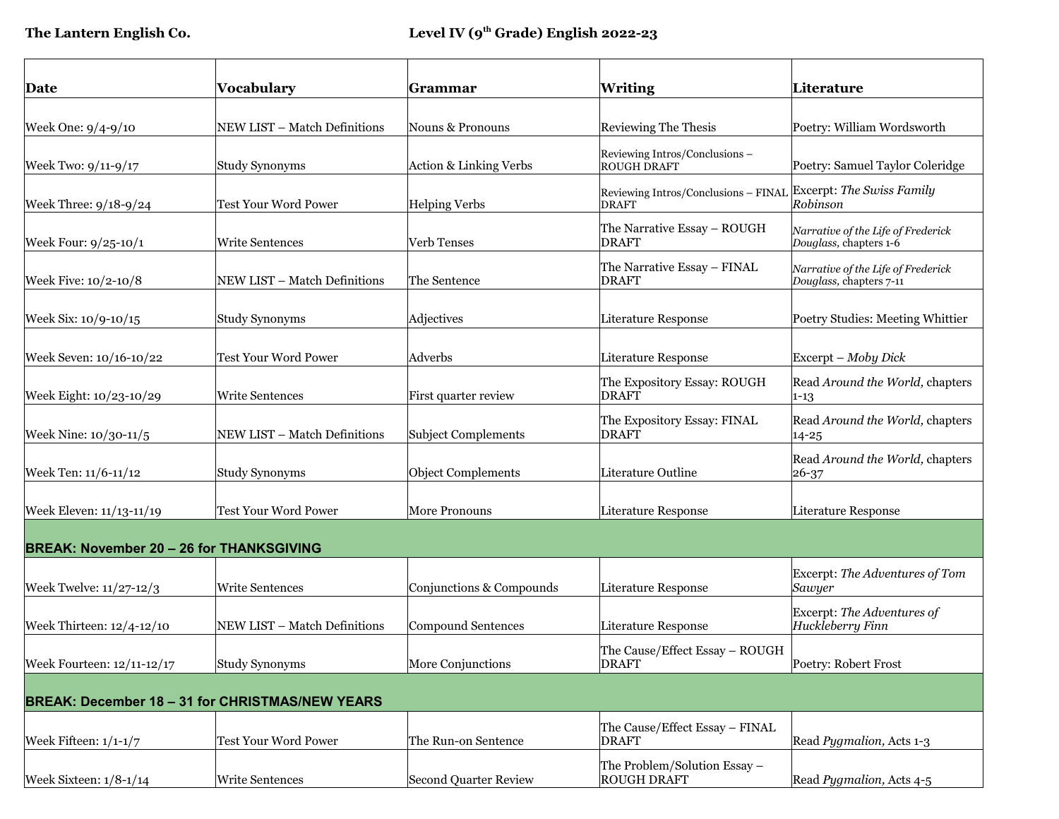**The Lantern English Co.** **Level IV (9th Grade) English 2022-23**

| Date | Vocabulary | Grammar | Writing | Literature |
|---|---|---|---|---|
| Week One: 9/4-9/10 | NEW LIST – Match Definitions | Nouns & Pronouns | Reviewing The Thesis | Poetry: William Wordsworth |
| Week Two: 9/11-9/17 | Study Synonyms | Action & Linking Verbs | Reviewing Intros/Conclusions – ROUGH DRAFT | Poetry: Samuel Taylor Coleridge |
| Week Three: 9/18-9/24 | Test Your Word Power | Helping Verbs | Reviewing Intros/Conclusions – FINAL DRAFT | Excerpt: *The Swiss Family Robinson* |
| Week Four: 9/25-10/1 | Write Sentences | Verb Tenses | The Narrative Essay – ROUGH DRAFT | *Narrative of the Life of Frederick Douglass,* chapters 1-6 |
| Week Five: 10/2-10/8 | NEW LIST – Match Definitions | The Sentence | The Narrative Essay – FINAL DRAFT | *Narrative of the Life of Frederick Douglass,* chapters 7-11 |
| Week Six: 10/9-10/15 | Study Synonyms | Adjectives | Literature Response | Poetry Studies: Meeting Whittier |
| Week Seven: 10/16-10/22 | Test Your Word Power | Adverbs | Literature Response | Excerpt – *Moby Dick* |
| Week Eight: 10/23-10/29 | Write Sentences | First quarter review | The Expository Essay: ROUGH DRAFT | Read *Around the World,* chapters 1-13 |
| Week Nine: 10/30-11/5 | NEW LIST – Match Definitions | Subject Complements | The Expository Essay: FINAL DRAFT | Read *Around the World,* chapters 14-25 |
| Week Ten: 11/6-11/12 | Study Synonyms | Object Complements | Literature Outline | Read *Around the World,* chapters 26-37 |
| Week Eleven: 11/13-11/19 | Test Your Word Power | More Pronouns | Literature Response | Literature Response |
| **BREAK: November 20 – 26 for THANKSGIVING** | | | | |
| Week Twelve: 11/27-12/3 | Write Sentences | Conjunctions & Compounds | Literature Response | Excerpt: *The Adventures of Tom Sawyer* |
| Week Thirteen: 12/4-12/10 | NEW LIST – Match Definitions | Compound Sentences | Literature Response | Excerpt: *The Adventures of Huckleberry Finn* |
| Week Fourteen: 12/11-12/17 | Study Synonyms | More Conjunctions | The Cause/Effect Essay – ROUGH DRAFT | Poetry: Robert Frost |
| **BREAK: December 18 – 31 for CHRISTMAS/NEW YEARS** | | | | |
| Week Fifteen: 1/1-1/7 | Test Your Word Power | The Run-on Sentence | The Cause/Effect Essay – FINAL DRAFT | Read *Pygmalion,* Acts 1-3 |
| Week Sixteen: 1/8-1/14 | Write Sentences | Second Quarter Review | The Problem/Solution Essay – ROUGH DRAFT | Read *Pygmalion,* Acts 4-5 |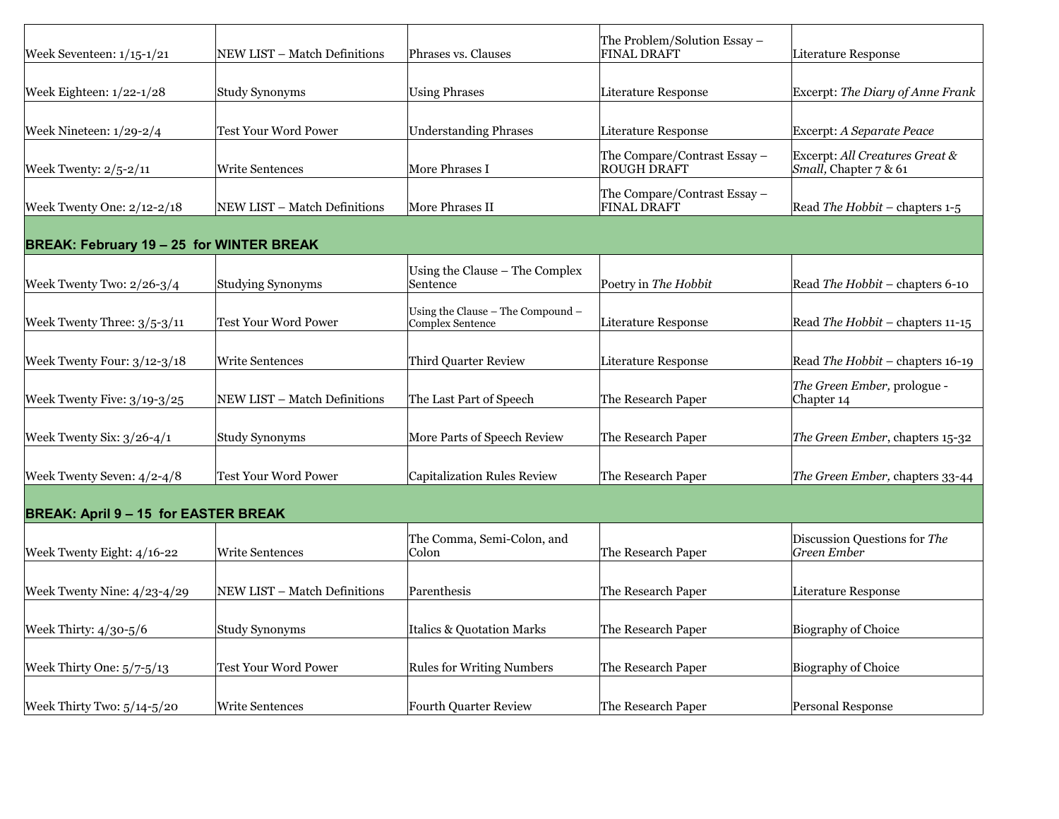| | | | | |
|---|---|---|---|---|
| Week Seventeen: 1/15-1/21 | NEW LIST – Match Definitions | Phrases vs. Clauses | The Problem/Solution Essay – FINAL DRAFT | Literature Response |
| Week Eighteen: 1/22-1/28 | Study Synonyms | Using Phrases | Literature Response | Excerpt: *The Diary of Anne Frank* |
| Week Nineteen: 1/29-2/4 | Test Your Word Power | Understanding Phrases | Literature Response | Excerpt: *A Separate Peace* |
| Week Twenty: 2/5-2/11 | Write Sentences | More Phrases I | The Compare/Contrast Essay – ROUGH DRAFT | Excerpt: *All Creatures Great & Small,* Chapter 7 & 61 |
| Week Twenty One: 2/12-2/18 | NEW LIST – Match Definitions | More Phrases II | The Compare/Contrast Essay – FINAL DRAFT | Read *The Hobbit* – chapters 1-5 |
| **BREAK: February 19 – 25 for WINTER BREAK** | | | | |
| Week Twenty Two: 2/26-3/4 | Studying Synonyms | Using the Clause – The Complex Sentence | Poetry in *The Hobbit* | Read *The Hobbit* – chapters 6-10 |
| Week Twenty Three: 3/5-3/11 | Test Your Word Power | Using the Clause – The Compound – Complex Sentence | Literature Response | Read *The Hobbit* – chapters 11-15 |
| Week Twenty Four: 3/12-3/18 | Write Sentences | Third Quarter Review | Literature Response | Read *The Hobbit* – chapters 16-19 |
| Week Twenty Five: 3/19-3/25 | NEW LIST – Match Definitions | The Last Part of Speech | The Research Paper | *The Green Ember,* prologue - Chapter 14 |
| Week Twenty Six: 3/26-4/1 | Study Synonyms | More Parts of Speech Review | The Research Paper | *The Green Ember*, chapters 15-32 |
| Week Twenty Seven: 4/2-4/8 | Test Your Word Power | Capitalization Rules Review | The Research Paper | *The Green Ember,* chapters 33-44 |
| **BREAK: April 9 – 15 for EASTER BREAK** | | | | |
| Week Twenty Eight: 4/16-22 | Write Sentences | The Comma, Semi-Colon, and Colon | The Research Paper | Discussion Questions for *The Green Ember* |
| Week Twenty Nine: 4/23-4/29 | NEW LIST – Match Definitions | Parenthesis | The Research Paper | Literature Response |
| Week Thirty: 4/30-5/6 | Study Synonyms | Italics & Quotation Marks | The Research Paper | Biography of Choice |
| Week Thirty One: 5/7-5/13 | Test Your Word Power | Rules for Writing Numbers | The Research Paper | Biography of Choice |
| Week Thirty Two: 5/14-5/20 | Write Sentences | Fourth Quarter Review | The Research Paper | Personal Response |